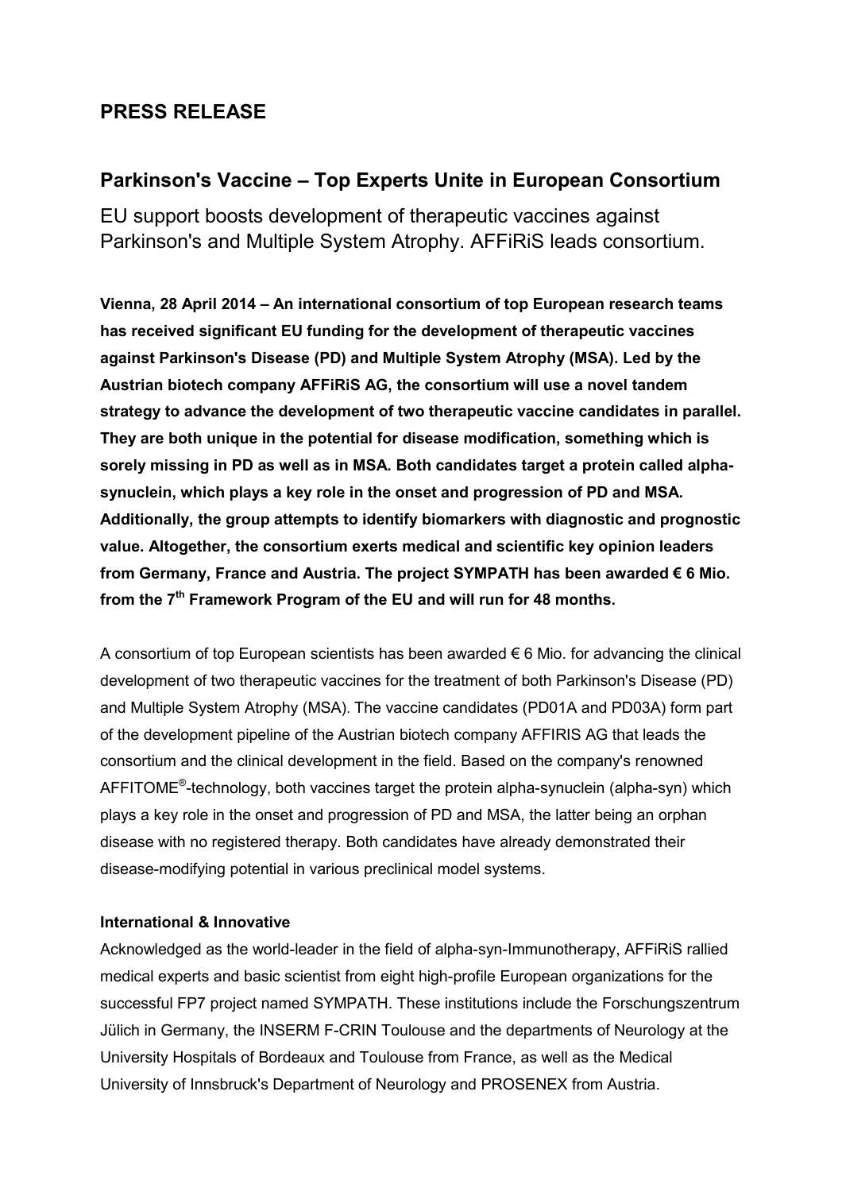# PRESS RELEASE

## Parkinson's Vaccine – Top Experts Unite in European Consortium

EU support boosts development of therapeutic vaccines against Parkinson's and Multiple System Atrophy. AFFiRiS leads consortium.

**Vienna, 28 April 2014 – An international consortium of top European research teams has received significant EU funding for the development of therapeutic vaccines against Parkinson's Disease (PD) and Multiple System Atrophy (MSA). Led by the Austrian biotech company AFFiRiS AG, the consortium will use a novel tandem strategy to advance the development of two therapeutic vaccine candidates in parallel. They are both unique in the potential for disease modification, something which is sorely missing in PD as well as in MSA. Both candidates target a protein called alpha-synuclein, which plays a key role in the onset and progression of PD and MSA. Additionally, the group attempts to identify biomarkers with diagnostic and prognostic value. Altogether, the consortium exerts medical and scientific key opinion leaders from Germany, France and Austria. The project SYMPATH has been awarded € 6 Mio. from the 7th Framework Program of the EU and will run for 48 months.**

A consortium of top European scientists has been awarded € 6 Mio. for advancing the clinical development of two therapeutic vaccines for the treatment of both Parkinson's Disease (PD) and Multiple System Atrophy (MSA). The vaccine candidates (PD01A and PD03A) form part of the development pipeline of the Austrian biotech company AFFIRIS AG that leads the consortium and the clinical development in the field. Based on the company's renowned AFFITOME®-technology, both vaccines target the protein alpha-synuclein (alpha-syn) which plays a key role in the onset and progression of PD and MSA, the latter being an orphan disease with no registered therapy. Both candidates have already demonstrated their disease-modifying potential in various preclinical model systems.

**International & Innovative**

Acknowledged as the world-leader in the field of alpha-syn-Immunotherapy, AFFiRiS rallied medical experts and basic scientist from eight high-profile European organizations for the successful FP7 project named SYMPATH. These institutions include the Forschungszentrum Jülich in Germany, the INSERM F-CRIN Toulouse and the departments of Neurology at the University Hospitals of Bordeaux and Toulouse from France, as well as the Medical University of Innsbruck's Department of Neurology and PROSENEX from Austria.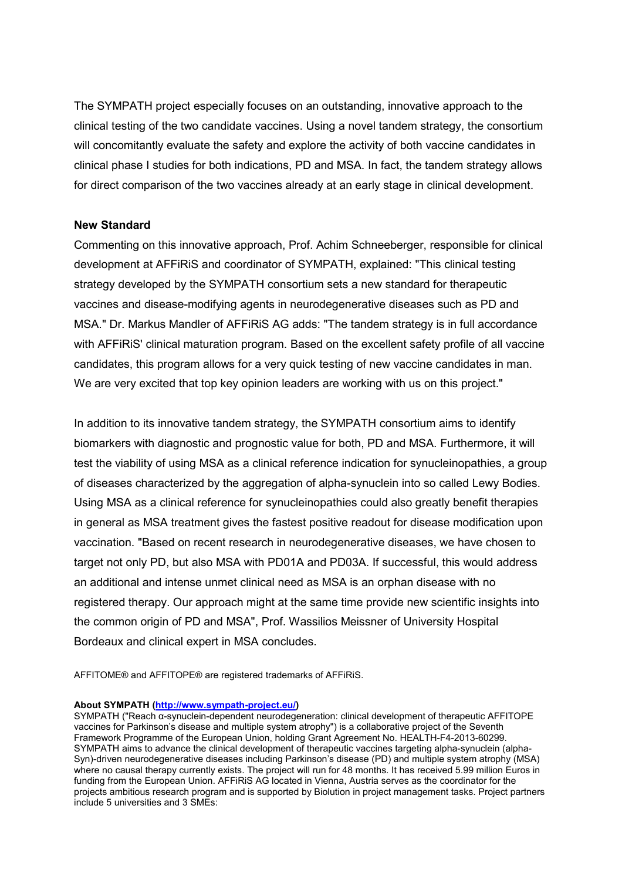The SYMPATH project especially focuses on an outstanding, innovative approach to the clinical testing of the two candidate vaccines. Using a novel tandem strategy, the consortium will concomitantly evaluate the safety and explore the activity of both vaccine candidates in clinical phase I studies for both indications, PD and MSA. In fact, the tandem strategy allows for direct comparison of the two vaccines already at an early stage in clinical development.

**New Standard**

Commenting on this innovative approach, Prof. Achim Schneeberger, responsible for clinical development at AFFiRiS and coordinator of SYMPATH, explained: "This clinical testing strategy developed by the SYMPATH consortium sets a new standard for therapeutic vaccines and disease-modifying agents in neurodegenerative diseases such as PD and MSA." Dr. Markus Mandler of AFFiRiS AG adds: "The tandem strategy is in full accordance with AFFiRiS' clinical maturation program. Based on the excellent safety profile of all vaccine candidates, this program allows for a very quick testing of new vaccine candidates in man. We are very excited that top key opinion leaders are working with us on this project."

In addition to its innovative tandem strategy, the SYMPATH consortium aims to identify biomarkers with diagnostic and prognostic value for both, PD and MSA. Furthermore, it will test the viability of using MSA as a clinical reference indication for synucleinopathies, a group of diseases characterized by the aggregation of alpha-synuclein into so called Lewy Bodies. Using MSA as a clinical reference for synucleinopathies could also greatly benefit therapies in general as MSA treatment gives the fastest positive readout for disease modification upon vaccination. "Based on recent research in neurodegenerative diseases, we have chosen to target not only PD, but also MSA with PD01A and PD03A. If successful, this would address an additional and intense unmet clinical need as MSA is an orphan disease with no registered therapy. Our approach might at the same time provide new scientific insights into the common origin of PD and MSA", Prof. Wassilios Meissner of University Hospital Bordeaux and clinical expert in MSA concludes.

AFFITOME® and AFFITOPE® are registered trademarks of AFFiRiS.

**About SYMPATH (http://www.sympath-project.eu/)**

SYMPATH ("Reach α-synuclein-dependent neurodegeneration: clinical development of therapeutic AFFITOPE vaccines for Parkinson's disease and multiple system atrophy") is a collaborative project of the Seventh Framework Programme of the European Union, holding Grant Agreement No. HEALTH-F4-2013-60299. SYMPATH aims to advance the clinical development of therapeutic vaccines targeting alpha-synuclein (alpha-Syn)-driven neurodegenerative diseases including Parkinson's disease (PD) and multiple system atrophy (MSA) where no causal therapy currently exists. The project will run for 48 months. It has received 5.99 million Euros in funding from the European Union. AFFiRiS AG located in Vienna, Austria serves as the coordinator for the projects ambitious research program and is supported by Biolution in project management tasks. Project partners include 5 universities and 3 SMEs: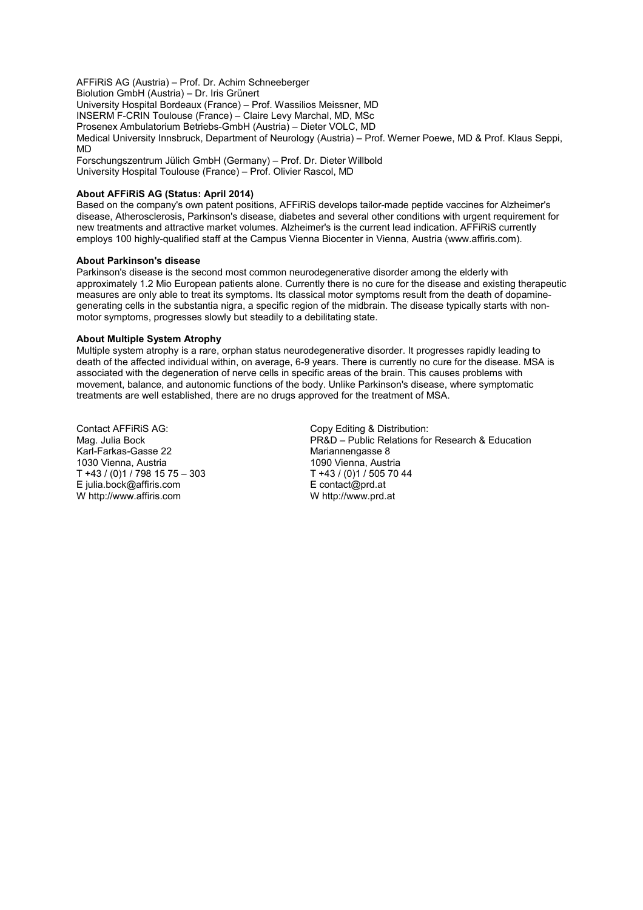AFFiRiS AG (Austria) – Prof. Dr. Achim Schneeberger
Biolution GmbH (Austria) – Dr. Iris Grünert
University Hospital Bordeaux (France) – Prof. Wassilios Meissner, MD
INSERM F-CRIN Toulouse (France) – Claire Levy Marchal, MD, MSc
Prosenex Ambulatorium Betriebs-GmbH (Austria) – Dieter VOLC, MD
Medical University Innsbruck, Department of Neurology (Austria) – Prof. Werner Poewe, MD & Prof. Klaus Seppi, MD
Forschungszentrum Jülich GmbH (Germany) – Prof. Dr. Dieter Willbold
University Hospital Toulouse (France) – Prof. Olivier Rascol, MD

**About AFFiRiS AG (Status: April 2014)**

Based on the company's own patent positions, AFFiRiS develops tailor-made peptide vaccines for Alzheimer's disease, Atherosclerosis, Parkinson's disease, diabetes and several other conditions with urgent requirement for new treatments and attractive market volumes. Alzheimer's is the current lead indication. AFFiRiS currently employs 100 highly-qualified staff at the Campus Vienna Biocenter in Vienna, Austria (www.affiris.com).

**About Parkinson's disease**

Parkinson's disease is the second most common neurodegenerative disorder among the elderly with approximately 1.2 Mio European patients alone. Currently there is no cure for the disease and existing therapeutic measures are only able to treat its symptoms. Its classical motor symptoms result from the death of dopamine-generating cells in the substantia nigra, a specific region of the midbrain. The disease typically starts with non-motor symptoms, progresses slowly but steadily to a debilitating state.

**About Multiple System Atrophy**

Multiple system atrophy is a rare, orphan status neurodegenerative disorder. It progresses rapidly leading to death of the affected individual within, on average, 6-9 years. There is currently no cure for the disease. MSA is associated with the degeneration of nerve cells in specific areas of the brain. This causes problems with movement, balance, and autonomic functions of the body. Unlike Parkinson's disease, where symptomatic treatments are well established, there are no drugs approved for the treatment of MSA.

Contact AFFiRiS AG:
Mag. Julia Bock
Karl-Farkas-Gasse 22
1030 Vienna, Austria
T +43 / (0)1 / 798 15 75 – 303
E julia.bock@affiris.com
W http://www.affiris.com

Copy Editing & Distribution:
PR&D – Public Relations for Research & Education
Mariannengasse 8
1090 Vienna, Austria
T +43 / (0)1 / 505 70 44
E contact@prd.at
W http://www.prd.at